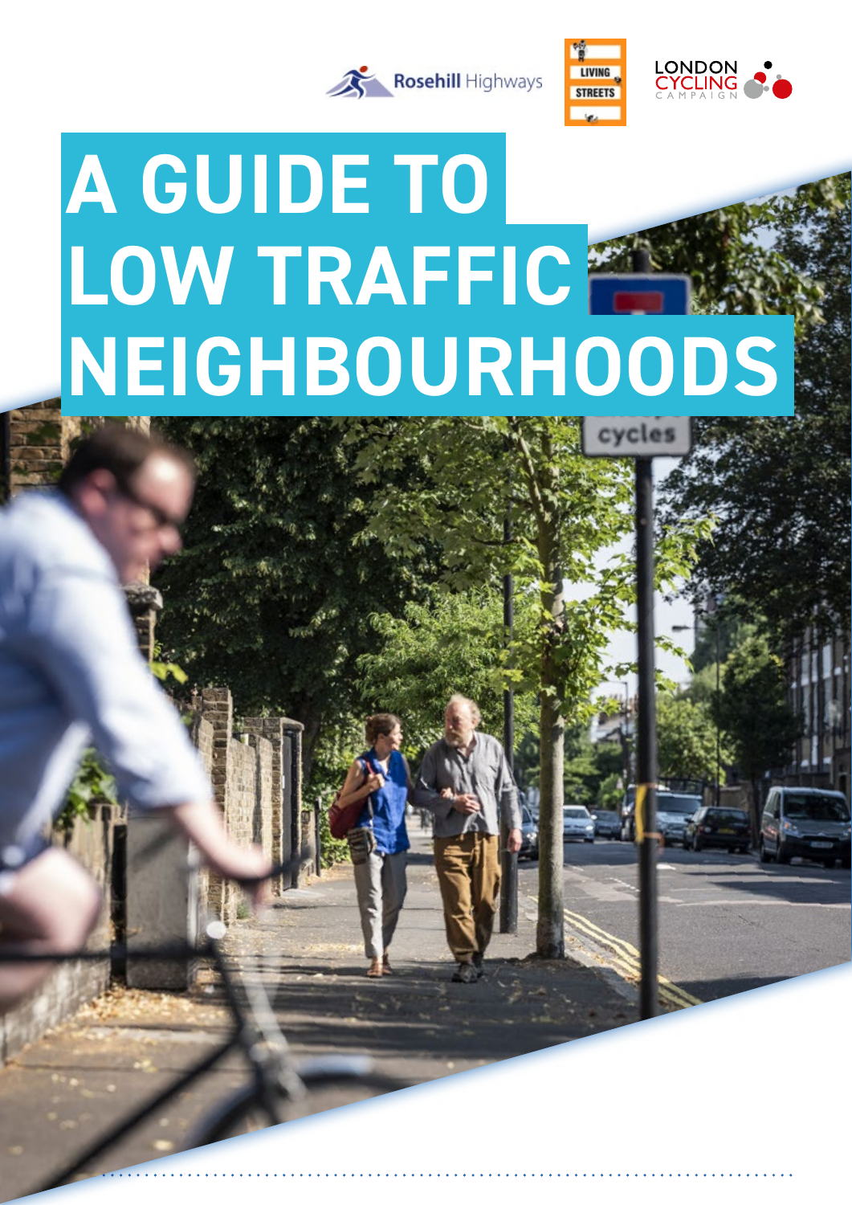Rosehill Highways

LIVING STREETS

LONDON CYCLING CAMPAIGN

# A GUIDE TO LOW TRAFFIC NEIGHBOURHOODS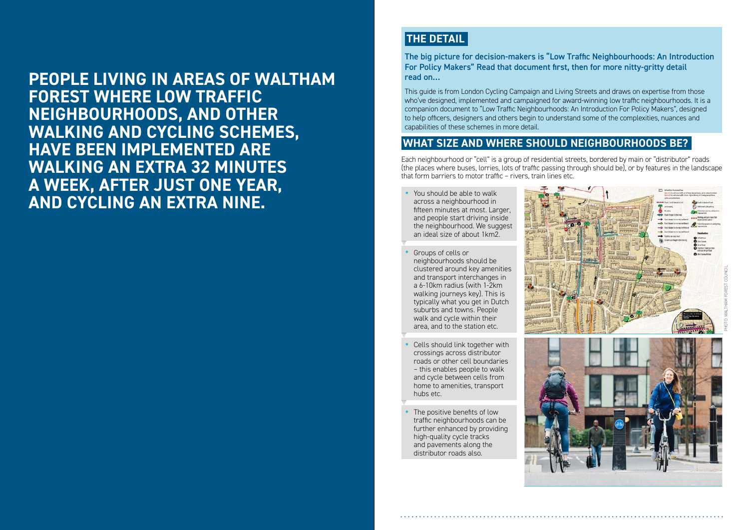**PEOPLE LIVING IN AREAS OF WALTHAM FOREST WHERE LOW TRAFFIC NEIGHBOURHOODS, AND OTHER WALKING AND CYCLING SCHEMES, HAVE BEEN IMPLEMENTED ARE WALKING AN EXTRA 32 MINUTES A WEEK, AFTER JUST ONE YEAR, AND CYCLING AN EXTRA NINE.**

## THE DETAIL

**The big picture for decision-makers is "Low Traffic Neighbourhoods: An Introduction For Policy Makers" Read that document first, then for more nitty-gritty detail read on...**

This guide is from London Cycling Campaign and Living Streets and draws on expertise from those who've designed, implemented and campaigned for award-winning low traffic neighbourhoods. It is a companion document to "Low Traffic Neighbourhoods: An Introduction For Policy Makers", designed to help officers, designers and others begin to understand some of the complexities, nuances and capabilities of these schemes in more detail.

## WHAT SIZE AND WHERE SHOULD NEIGHBOURHOODS BE?

Each neighbourhood or "cell" is a group of residential streets, bordered by main or "distributor" roads (the places where buses, lorries, lots of traffic passing through should be), or by features in the landscape that form barriers to motor traffic – rivers, train lines etc.

- You should be able to walk across a neighbourhood in fifteen minutes at most. Larger, and people start driving inside the neighbourhood. We suggest an ideal size of about 1km2.
- Groups of cells or neighbourhoods should be clustered around key amenities and transport interchanges in a 6-10km radius (with 1-2km walking journeys key). This is typically what you get in Dutch suburbs and towns. People walk and cycle within their area, and to the station etc.
- Cells should link together with crossings across distributor roads or other cell boundaries – this enables people to walk and cycle between cells from home to amenities, transport hubs etc.
- The positive benefits of low traffic neighbourhoods can be further enhanced by providing high-quality cycle tracks and pavements along the distributor roads also.

PHOTO: WALTHAM FOREST COUNCIL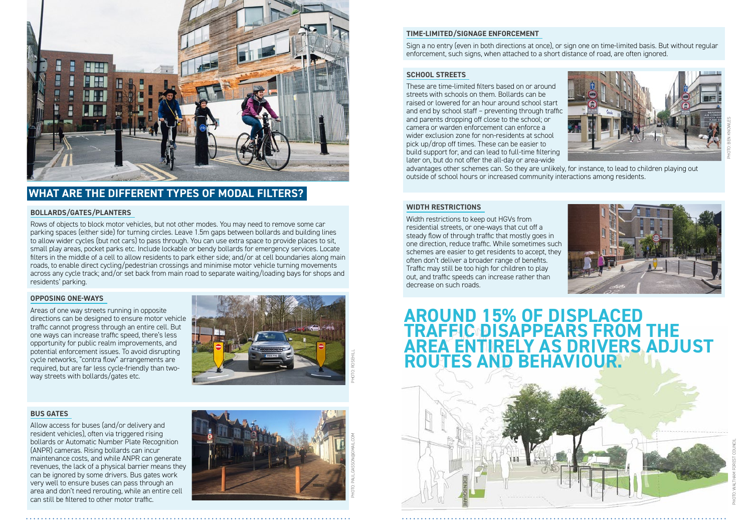## WHAT ARE THE DIFFERENT TYPES OF MODAL FILTERS?

### BOLLARDS/GATES/PLANTERS

Rows of objects to block motor vehicles, but not other modes. You may need to remove some car parking spaces (either side) for turning circles. Leave 1.5m gaps between bollards and building lines to allow wider cycles (but not cars) to pass through. You can use extra space to provide places to sit, small play areas, pocket parks etc. Include lockable or bendy bollards for emergency services. Locate filters in the middle of a cell to allow residents to park either side; and/or at cell boundaries along main roads, to enable direct cycling/pedestrian crossings and minimise motor vehicle turning movements across any cycle track; and/or set back from main road to separate waiting/loading bays for shops and residents' parking.

### OPPOSING ONE-WAYS

Areas of one way streets running in opposite directions can be designed to ensure motor vehicle traffic cannot progress through an entire cell. But one ways can increase traffic speed, there's less opportunity for public realm improvements, and potential enforcement issues. To avoid disrupting cycle networks, "contra flow" arrangements are required, but are far less cycle-friendly than two-way streets with bollards/gates etc.

PHOTO: ROSEHILL

### BUS GATES

Allow access for buses (and/or delivery and resident vehicles), often via triggered rising bollards or Automatic Number Plate Recognition (ANPR) cameras. Rising bollards can incur maintenance costs, and while ANPR can generate revenues, the lack of a physical barrier means they can be ignored by some drivers. Bus gates work very well to ensure buses can pass through an area and don't need rerouting, while an entire cell can still be filtered to other motor traffic.

PHOTO: PAULGASSON@GMAIL.COM

### TIME-LIMITED/SIGNAGE ENFORCEMENT

Sign a no entry (even in both directions at once), or sign one on time-limited basis. But without regular enforcement, such signs, when attached to a short distance of road, are often ignored.

### SCHOOL STREETS

These are time-limited filters based on or around streets with schools on them. Bollards can be raised or lowered for an hour around school start and end by school staff – preventing through traffic and parents dropping off close to the school; or camera or warden enforcement can enforce a wider exclusion zone for non-residents at school pick up/drop off times. These can be easier to build support for, and can lead to full-time filtering later on, but do not offer the all-day or area-wide advantages other schemes can. So they are unlikely, for instance, to lead to children playing out outside of school hours or increased community interactions among residents.

PHOTO: BEN KNOWLES

### WIDTH RESTRICTIONS

Width restrictions to keep out HGVs from residential streets, or one-ways that cut off a steady flow of through traffic that mostly goes in one direction, reduce traffic. While sometimes such schemes are easier to get residents to accept, they often don't deliver a broader range of benefits. Traffic may still be too high for children to play out, and traffic speeds can increase rather than decrease on such roads.

## AROUND 15% OF DISPLACED TRAFFIC DISAPPEARS FROM THE AREA ENTIRELY AS DRIVERS ADJUST ROUTES AND BEHAVIOUR.

PHOTO: WALTHAM FOREST COUNCIL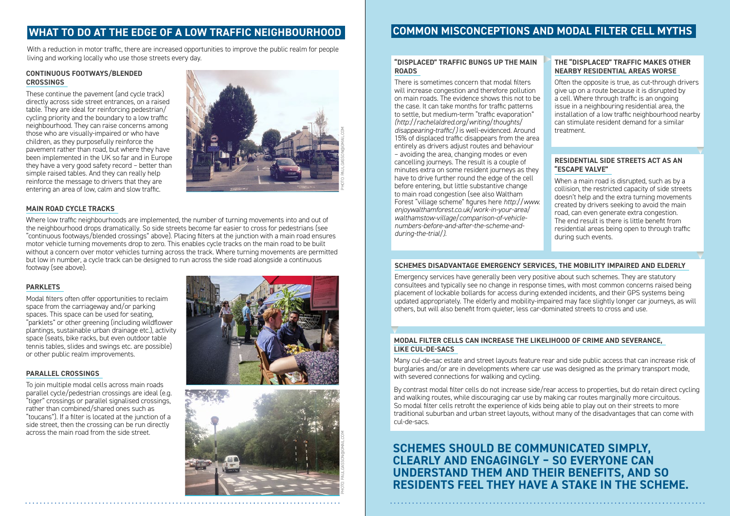## WHAT TO DO AT THE EDGE OF A LOW TRAFFIC NEIGHBOURHOOD

With a reduction in motor traffic, there are increased opportunities to improve the public realm for people living and working locally who use those streets every day.

### CONTINUOUS FOOTWAYS/BLENDED CROSSINGS

These continue the pavement (and cycle track) directly across side street entrances, on a raised table. They are ideal for reinforcing pedestrian/cycling priority and the boundary to a low traffic neighbourhood. They can raise concerns among those who are visually-impaired or who have children, as they purposefully reinforce the pavement rather than road, but where they have been implemented in the UK so far and in Europe they have a very good safety record – better than simple raised tables. And they can really help reinforce the message to drivers that they are entering an area of low, calm and slow traffic.

PHOTO: PAUL.GASSON@GMAIL.COM

### MAIN ROAD CYCLE TRACKS

Where low traffic neighbourhoods are implemented, the number of turning movements into and out of the neighbourhood drops dramatically. So side streets become far easier to cross for pedestrians (see "continuous footways/blended crossings" above). Placing filters at the junction with a main road ensures motor vehicle turning movements drop to zero. This enables cycle tracks on the main road to be built without a concern over motor vehicles turning across the track. Where turning movements are permitted but low in number, a cycle track can be designed to run across the side road alongside a continuous footway (see above).

### PARKLETS

Modal filters often offer opportunities to reclaim space from the carriageway and/or parking spaces. This space can be used for seating, "parklets" or other greening (including wildflower plantings, sustainable urban drainage etc.), activity space (seats, bike racks, but even outdoor table tennis tables, slides and swings etc. are possible) or other public realm improvements.

### PARALLEL CROSSINGS

To join multiple modal cells across main roads parallel cycle/pedestrian crossings are ideal (e.g. "tiger" crossings or parallel signalised crossings, rather than combined/shared ones such as "toucans"). If a filter is located at the junction of a side street, then the crossing can be run directly across the main road from the side street.

PHOTO: PAUL.GASSON@GMAIL.COM

## COMMON MISCONCEPTIONS AND MODAL FILTER CELL MYTHS

### "DISPLACED" TRAFFIC BUNGS UP THE MAIN ROADS

There is sometimes concern that modal filters will increase congestion and therefore pollution on main roads. The evidence shows this not to be the case. It can take months for traffic patterns to settle, but medium-term "traffic evaporation" *(http://rachelaldred.org/writing/thoughts/disappearing-traffic/)* is well-evidenced. Around 15% of displaced traffic disappears from the area entirely as drivers adjust routes and behaviour – avoiding the area, changing modes or even cancelling journeys. The result is a couple of minutes extra on some resident journeys as they have to drive further round the edge of the cell before entering, but little substantive change to main road congestion (see also Waltham Forest "village scheme" figures here *http://www.enjoywalthamforest.co.uk/work-in-your-area/walthamstow-village/comparison-of-vehicle-numbers-before-and-after-the-scheme-and-during-the-trial/)*.

### THE "DISPLACED" TRAFFIC MAKES OTHER NEARBY RESIDENTIAL AREAS WORSE

Often the opposite is true, as cut-through drivers give up on a route because it is disrupted by a cell. Where through traffic is an ongoing issue in a neighbouring residential area, the installation of a low traffic neighbourhood nearby can stimulate resident demand for a similar treatment.

### RESIDENTIAL SIDE STREETS ACT AS AN "ESCAPE VALVE"

When a main road is disrupted, such as by a collision, the restricted capacity of side streets doesn't help and the extra turning movements created by drivers seeking to avoid the main road, can even generate extra congestion. The end result is there is little benefit from residential areas being open to through traffic during such events.

### SCHEMES DISADVANTAGE EMERGENCY SERVICES, THE MOBILITY IMPAIRED AND ELDERLY

Emergency services have generally been very positive about such schemes. They are statutory consultees and typically see no change in response times, with most common concerns raised being placement of lockable bollards for access during extended incidents, and their GPS systems being updated appropriately. The elderly and mobility-impaired may face slightly longer car journeys, as will others, but will also benefit from quieter, less car-dominated streets to cross and use.

### MODAL FILTER CELLS CAN INCREASE THE LIKELIHOOD OF CRIME AND SEVERANCE, LIKE CUL-DE-SACS

Many cul-de-sac estate and street layouts feature rear and side public access that can increase risk of burglaries and/or are in developments where car use was designed as the primary transport mode, with severed connections for walking and cycling.

By contrast modal filter cells do not increase side/rear access to properties, but do retain direct cycling and walking routes, while discouraging car use by making car routes marginally more circuitous. So modal filter cells retrofit the experience of kids being able to play out on their streets to more traditional suburban and urban street layouts, without many of the disadvantages that can come with cul-de-sacs.

**SCHEMES SHOULD BE COMMUNICATED SIMPLY, CLEARLY AND ENGAGINGLY – SO EVERYONE CAN UNDERSTAND THEM AND THEIR BENEFITS, AND SO RESIDENTS FEEL THEY HAVE A STAKE IN THE SCHEME.**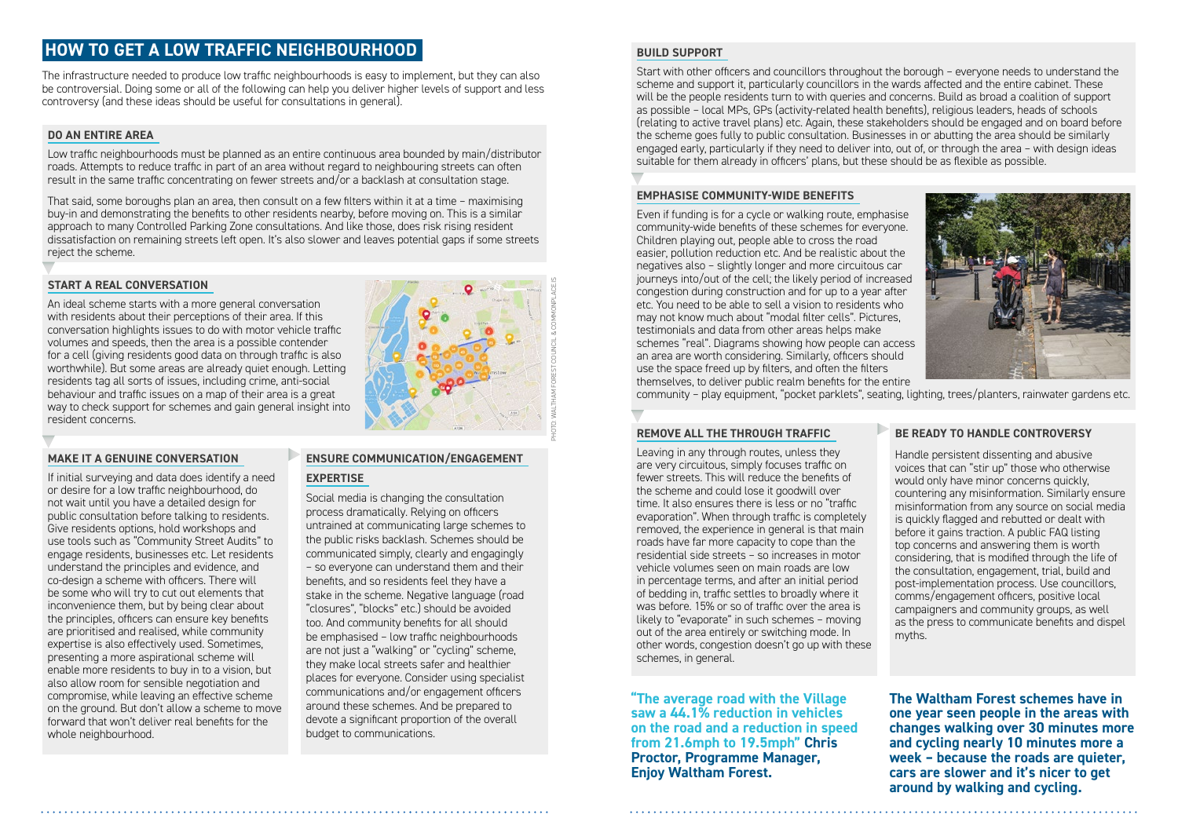# HOW TO GET A LOW TRAFFIC NEIGHBOURHOOD

The infrastructure needed to produce low traffic neighbourhoods is easy to implement, but they can also be controversial. Doing some or all of the following can help you deliver higher levels of support and less controversy (and these ideas should be useful for consultations in general).

## DO AN ENTIRE AREA

Low traffic neighbourhoods must be planned as an entire continuous area bounded by main/distributor roads. Attempts to reduce traffic in part of an area without regard to neighbouring streets can often result in the same traffic concentrating on fewer streets and/or a backlash at consultation stage.

That said, some boroughs plan an area, then consult on a few filters within it at a time – maximising buy-in and demonstrating the benefits to other residents nearby, before moving on. This is a similar approach to many Controlled Parking Zone consultations. And like those, does risk rising resident dissatisfaction on remaining streets left open. It's also slower and leaves potential gaps if some streets reject the scheme.

## START A REAL CONVERSATION

An ideal scheme starts with a more general conversation with residents about their perceptions of their area. If this conversation highlights issues to do with motor vehicle traffic volumes and speeds, then the area is a possible contender for a cell (giving residents good data on through traffic is also worthwhile). But some areas are already quiet enough. Letting residents tag all sorts of issues, including crime, anti-social behaviour and traffic issues on a map of their area is a great way to check support for schemes and gain general insight into resident concerns.

PHOTO: WALTHAM FOREST COUNCIL & COMMONPLACE.IS

## MAKE IT A GENUINE CONVERSATION

If initial surveying and data does identify a need or desire for a low traffic neighbourhood, do not wait until you have a detailed design for public consultation before talking to residents. Give residents options, hold workshops and use tools such as "Community Street Audits" to engage residents, businesses etc. Let residents understand the principles and evidence, and co-design a scheme with officers. There will be some who will try to cut out elements that inconvenience them, but by being clear about the principles, officers can ensure key benefits are prioritised and realised, while community expertise is also effectively used. Sometimes, presenting a more aspirational scheme will enable more residents to buy in to a vision, but also allow room for sensible negotiation and compromise, while leaving an effective scheme on the ground. But don't allow a scheme to move forward that won't deliver real benefits for the whole neighbourhood.

## ENSURE COMMUNICATION/ENGAGEMENT EXPERTISE

Social media is changing the consultation process dramatically. Relying on officers untrained at communicating large schemes to the public risks backlash. Schemes should be communicated simply, clearly and engagingly – so everyone can understand them and their benefits, and so residents feel they have a stake in the scheme. Negative language (road "closures", "blocks" etc.) should be avoided too. And community benefits for all should be emphasised – low traffic neighbourhoods are not just a "walking" or "cycling" scheme, they make local streets safer and healthier places for everyone. Consider using specialist communications and/or engagement officers around these schemes. And be prepared to devote a significant proportion of the overall budget to communications.

## BUILD SUPPORT

Start with other officers and councillors throughout the borough – everyone needs to understand the scheme and support it, particularly councillors in the wards affected and the entire cabinet. These will be the people residents turn to with queries and concerns. Build as broad a coalition of support as possible – local MPs, GPs (activity-related health benefits), religious leaders, heads of schools (relating to active travel plans) etc. Again, these stakeholders should be engaged and on board before the scheme goes fully to public consultation. Businesses in or abutting the area should be similarly engaged early, particularly if they need to deliver into, out of, or through the area – with design ideas suitable for them already in officers' plans, but these should be as flexible as possible.

## EMPHASISE COMMUNITY-WIDE BENEFITS

Even if funding is for a cycle or walking route, emphasise community-wide benefits of these schemes for everyone. Children playing out, people able to cross the road easier, pollution reduction etc. And be realistic about the negatives also – slightly longer and more circuitous car journeys into/out of the cell; the likely period of increased congestion during construction and for up to a year after etc. You need to be able to sell a vision to residents who may not know much about "modal filter cells". Pictures, testimonials and data from other areas helps make schemes "real". Diagrams showing how people can access an area are worth considering. Similarly, officers should use the space freed up by filters, and often the filters themselves, to deliver public realm benefits for the entire community – play equipment, "pocket parklets", seating, lighting, trees/planters, rainwater gardens etc.

## REMOVE ALL THE THROUGH TRAFFIC

Leaving in any through routes, unless they are very circuitous, simply focuses traffic on fewer streets. This will reduce the benefits of the scheme and could lose it goodwill over time. It also ensures there is less or no "traffic evaporation". When through traffic is completely removed, the experience in general is that main roads have far more capacity to cope than the residential side streets – so increases in motor vehicle volumes seen on main roads are low in percentage terms, and after an initial period of bedding in, traffic settles to broadly where it was before. 15% or so of traffic over the area is likely to "evaporate" in such schemes – moving out of the area entirely or switching mode. In other words, congestion doesn't go up with these schemes, in general.

## BE READY TO HANDLE CONTROVERSY

Handle persistent dissenting and abusive voices that can "stir up" those who otherwise would only have minor concerns quickly, countering any misinformation. Similarly ensure misinformation from any source on social media is quickly flagged and rebutted or dealt with before it gains traction. A public FAQ listing top concerns and answering them is worth considering, that is modified through the life of the consultation, engagement, trial, build and post-implementation process. Use councillors, comms/engagement officers, positive local campaigners and community groups, as well as the press to communicate benefits and dispel myths.

**"The average road with the Village saw a 44.1% reduction in vehicles on the road and a reduction in speed from 21.6mph to 19.5mph" Chris Proctor, Programme Manager, Enjoy Waltham Forest.**

**The Waltham Forest schemes have in one year seen people in the areas with changes walking over 30 minutes more and cycling nearly 10 minutes more a week – because the roads are quieter, cars are slower and it's nicer to get around by walking and cycling.**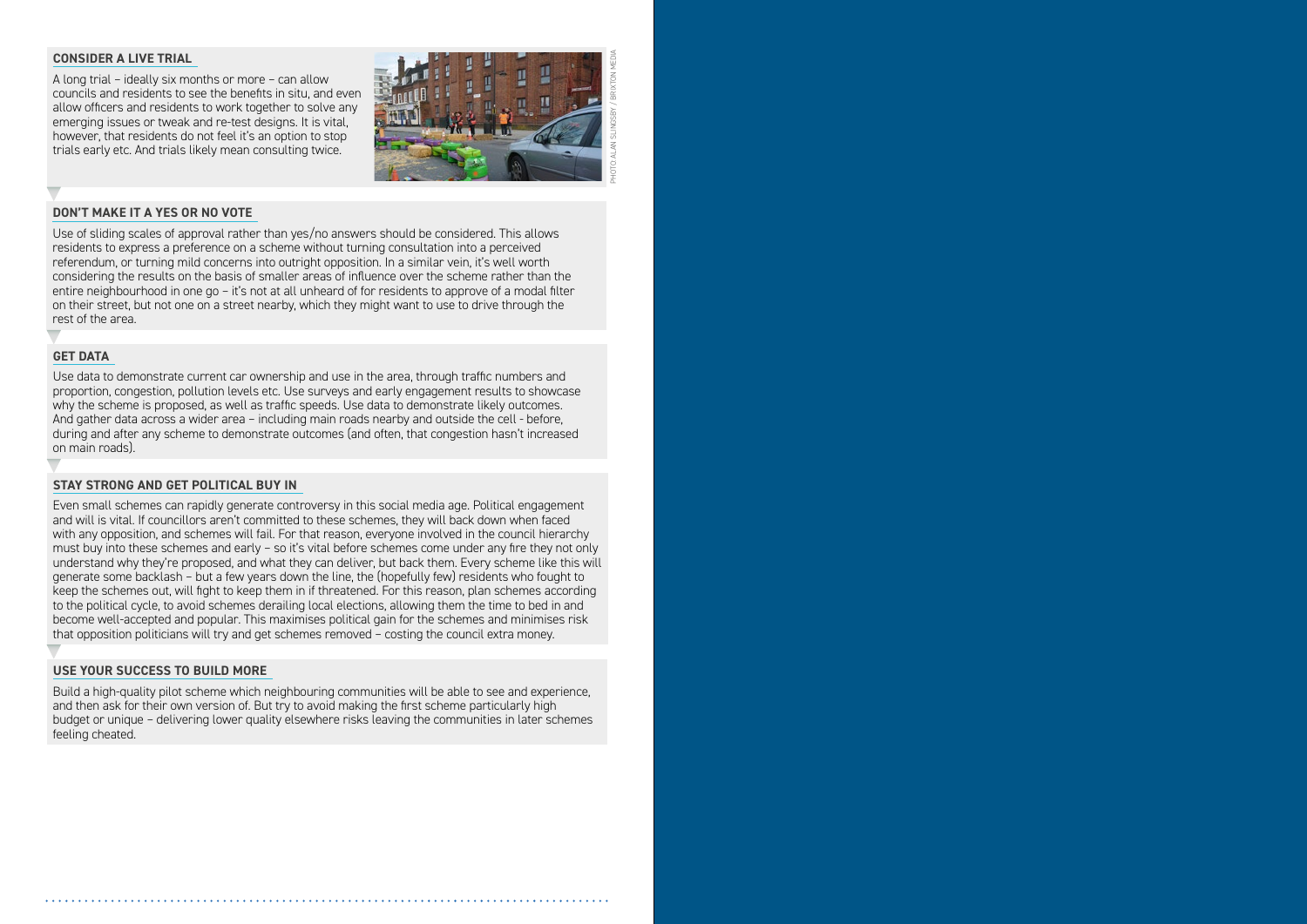## CONSIDER A LIVE TRIAL

A long trial – ideally six months or more – can allow councils and residents to see the benefits in situ, and even allow officers and residents to work together to solve any emerging issues or tweak and re-test designs. It is vital, however, that residents do not feel it's an option to stop trials early etc. And trials likely mean consulting twice.

PHOTO: ALAN SLINGSBY / BRIXTON MEDIA

## DON'T MAKE IT A YES OR NO VOTE

Use of sliding scales of approval rather than yes/no answers should be considered. This allows residents to express a preference on a scheme without turning consultation into a perceived referendum, or turning mild concerns into outright opposition. In a similar vein, it's well worth considering the results on the basis of smaller areas of influence over the scheme rather than the entire neighbourhood in one go – it's not at all unheard of for residents to approve of a modal filter on their street, but not one on a street nearby, which they might want to use to drive through the rest of the area.

## GET DATA

Use data to demonstrate current car ownership and use in the area, through traffic numbers and proportion, congestion, pollution levels etc. Use surveys and early engagement results to showcase why the scheme is proposed, as well as traffic speeds. Use data to demonstrate likely outcomes. And gather data across a wider area – including main roads nearby and outside the cell - before, during and after any scheme to demonstrate outcomes (and often, that congestion hasn't increased on main roads).

## STAY STRONG AND GET POLITICAL BUY IN

Even small schemes can rapidly generate controversy in this social media age. Political engagement and will is vital. If councillors aren't committed to these schemes, they will back down when faced with any opposition, and schemes will fail. For that reason, everyone involved in the council hierarchy must buy into these schemes and early – so it's vital before schemes come under any fire they not only understand why they're proposed, and what they can deliver, but back them. Every scheme like this will generate some backlash – but a few years down the line, the (hopefully few) residents who fought to keep the schemes out, will fight to keep them in if threatened. For this reason, plan schemes according to the political cycle, to avoid schemes derailing local elections, allowing them the time to bed in and become well-accepted and popular. This maximises political gain for the schemes and minimises risk that opposition politicians will try and get schemes removed – costing the council extra money.

## USE YOUR SUCCESS TO BUILD MORE

Build a high-quality pilot scheme which neighbouring communities will be able to see and experience, and then ask for their own version of. But try to avoid making the first scheme particularly high budget or unique – delivering lower quality elsewhere risks leaving the communities in later schemes feeling cheated.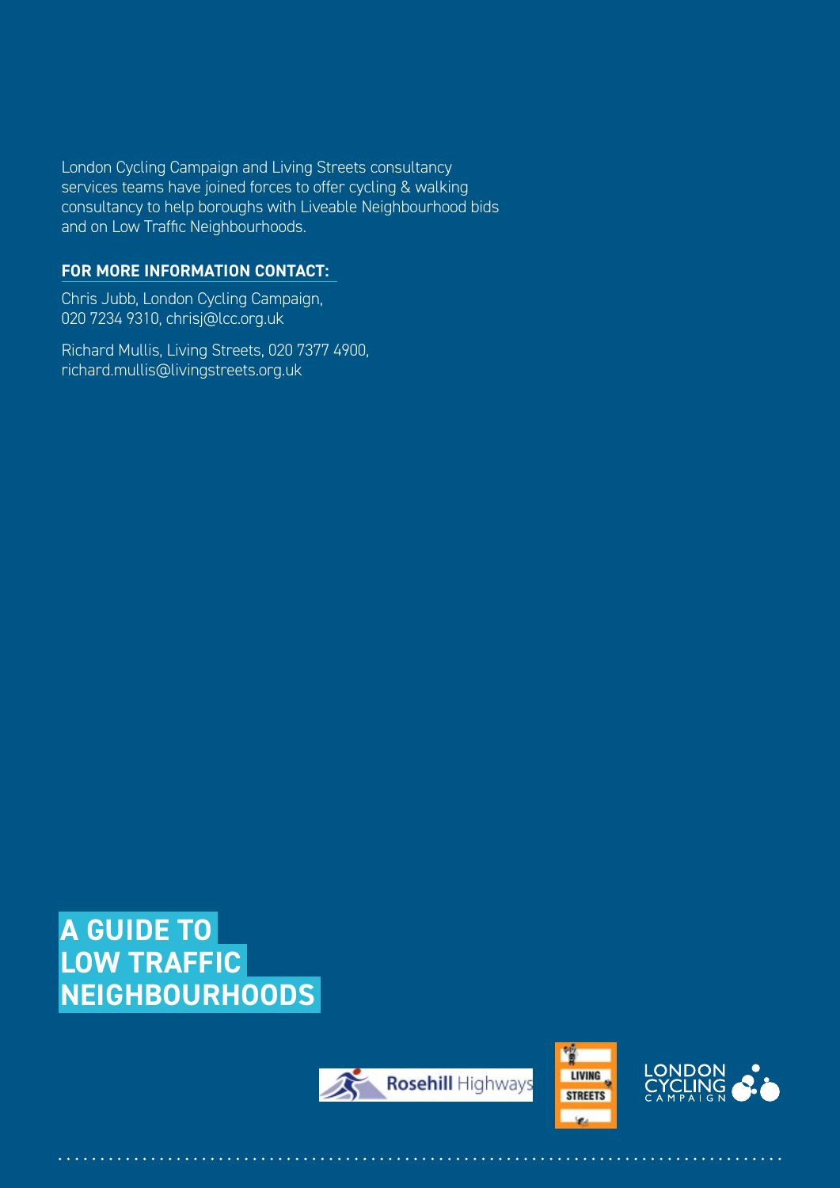London Cycling Campaign and Living Streets consultancy services teams have joined forces to offer cycling & walking consultancy to help boroughs with Liveable Neighbourhood bids and on Low Traffic Neighbourhoods.

**FOR MORE INFORMATION CONTACT:**

Chris Jubb, London Cycling Campaign, 020 7234 9310, chrisj@lcc.org.uk

Richard Mullis, Living Streets, 020 7377 4900, richard.mullis@livingstreets.org.uk

# A GUIDE TO LOW TRAFFIC NEIGHBOURHOODS

Rosehill Highways

LIVING STREETS

LONDON CYCLING CAMPAIGN